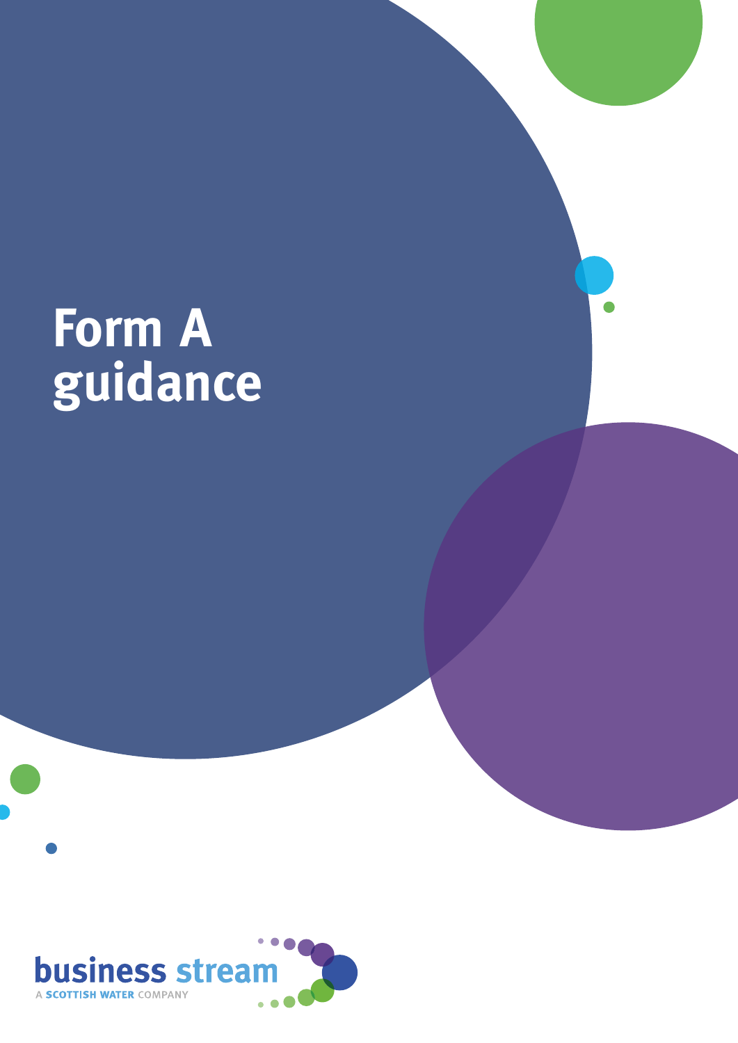# Form A guidance

business stream

A SCOTTISH WATER COMPANY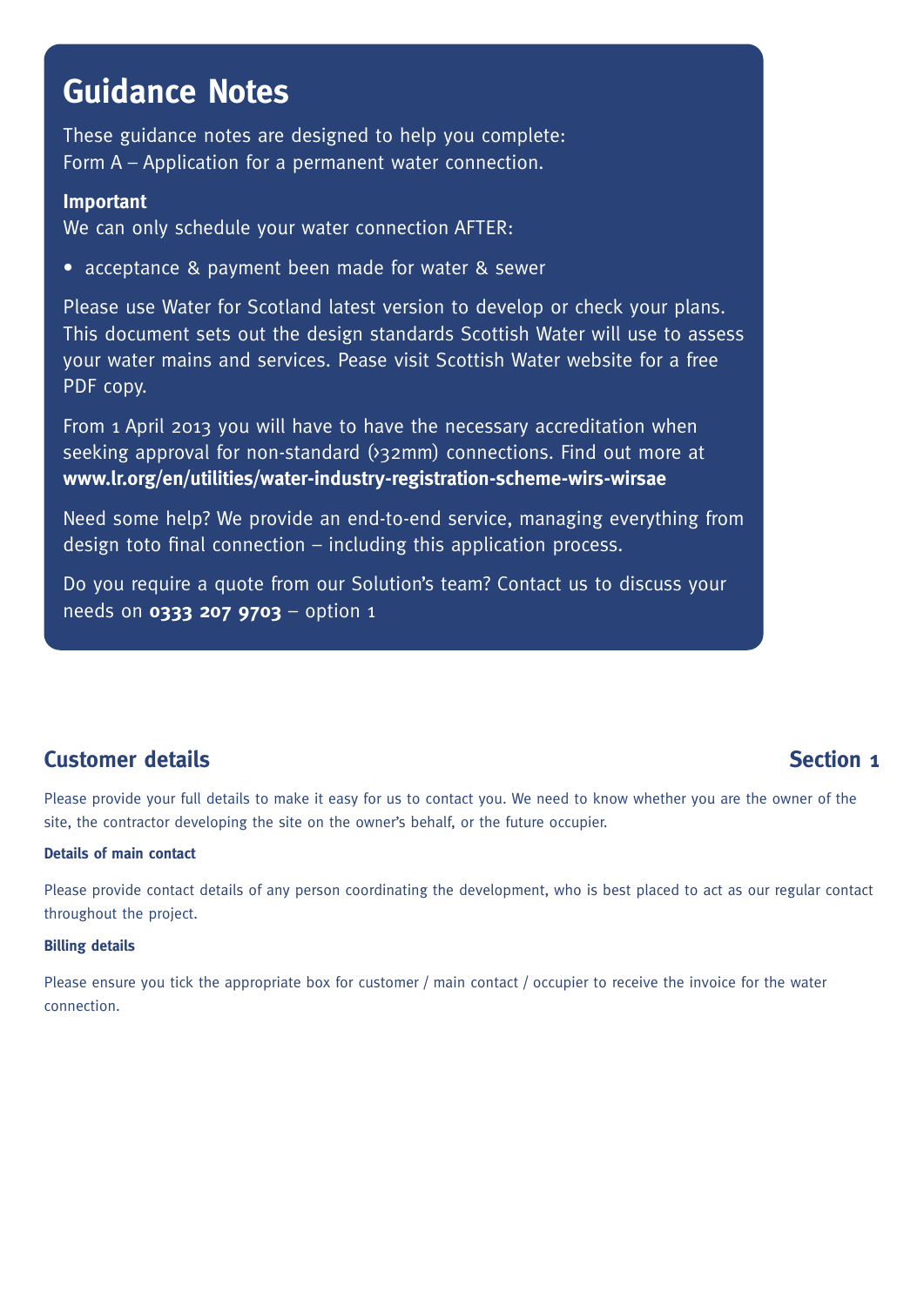# Guidance Notes

These guidance notes are designed to help you complete:
Form A – Application for a permanent water connection.

**Important**
We can only schedule your water connection AFTER:

- acceptance & payment been made for water & sewer

Please use Water for Scotland latest version to develop or check your plans. This document sets out the design standards Scottish Water will use to assess your water mains and services. Pease visit Scottish Water website for a free PDF copy.

From 1 April 2013 you will have to have the necessary accreditation when seeking approval for non-standard (>32mm) connections. Find out more at **www.lr.org/en/utilities/water-industry-registration-scheme-wirs-wirsae**

Need some help? We provide an end-to-end service, managing everything from design toto final connection – including this application process.

Do you require a quote from our Solution's team? Contact us to discuss your needs on **0333 207 9703** – option 1

## Customer details — Section 1

Please provide your full details to make it easy for us to contact you. We need to know whether you are the owner of the site, the contractor developing the site on the owner's behalf, or the future occupier.

### Details of main contact

Please provide contact details of any person coordinating the development, who is best placed to act as our regular contact throughout the project.

### Billing details

Please ensure you tick the appropriate box for customer / main contact / occupier to receive the invoice for the water connection.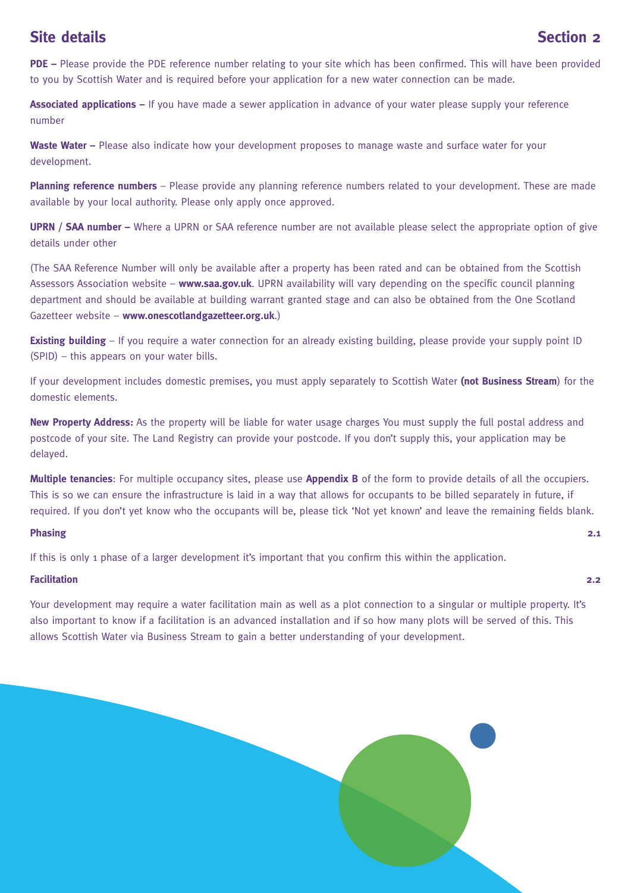## Site details

**Section 2**

**PDE –** Please provide the PDE reference number relating to your site which has been confirmed. This will have been provided to you by Scottish Water and is required before your application for a new water connection can be made.

**Associated applications –** If you have made a sewer application in advance of your water please supply your reference number

**Waste Water –** Please also indicate how your development proposes to manage waste and surface water for your development.

**Planning reference numbers** – Please provide any planning reference numbers related to your development. These are made available by your local authority. Please only apply once approved.

**UPRN / SAA number –** Where a UPRN or SAA reference number are not available please select the appropriate option of give details under other

(The SAA Reference Number will only be available after a property has been rated and can be obtained from the Scottish Assessors Association website – **www.saa.gov.uk**. UPRN availability will vary depending on the specific council planning department and should be available at building warrant granted stage and can also be obtained from the One Scotland Gazetteer website – **www.onescotlandgazetteer.org.uk**.)

**Existing building** – If you require a water connection for an already existing building, please provide your supply point ID (SPID) – this appears on your water bills.

If your development includes domestic premises, you must apply separately to Scottish Water **(not Business Stream**) for the domestic elements.

**New Property Address:** As the property will be liable for water usage charges You must supply the full postal address and postcode of your site. The Land Registry can provide your postcode. If you don't supply this, your application may be delayed.

**Multiple tenancies**: For multiple occupancy sites, please use **Appendix B** of the form to provide details of all the occupiers. This is so we can ensure the infrastructure is laid in a way that allows for occupants to be billed separately in future, if required. If you don't yet know who the occupants will be, please tick 'Not yet known' and leave the remaining fields blank.

### Phasing — 2.1

If this is only 1 phase of a larger development it's important that you confirm this within the application.

### Facilitation — 2.2

Your development may require a water facilitation main as well as a plot connection to a singular or multiple property. It's also important to know if a facilitation is an advanced installation and if so how many plots will be served of this. This allows Scottish Water via Business Stream to gain a better understanding of your development.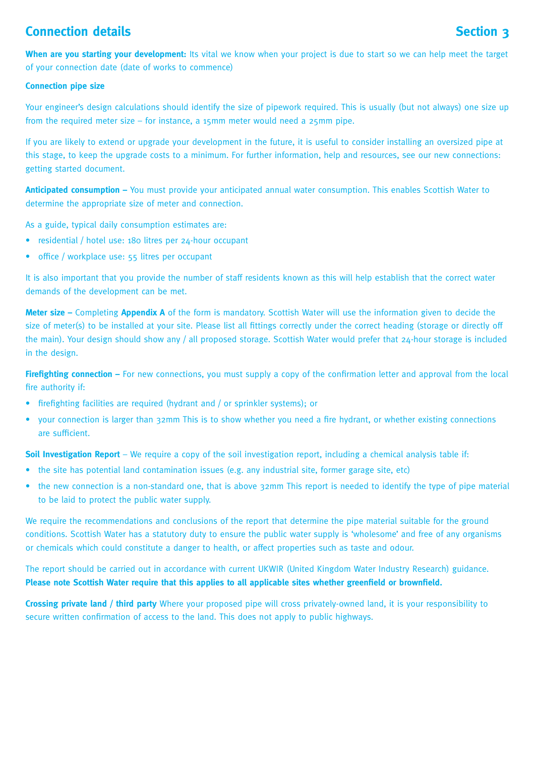## Connection details — Section 3

**When are you starting your development:** Its vital we know when your project is due to start so we can help meet the target of your connection date (date of works to commence)

**Connection pipe size**

Your engineer's design calculations should identify the size of pipework required. This is usually (but not always) one size up from the required meter size – for instance, a 15mm meter would need a 25mm pipe.

If you are likely to extend or upgrade your development in the future, it is useful to consider installing an oversized pipe at this stage, to keep the upgrade costs to a minimum. For further information, help and resources, see our new connections: getting started document.

**Anticipated consumption –** You must provide your anticipated annual water consumption. This enables Scottish Water to determine the appropriate size of meter and connection.

As a guide, typical daily consumption estimates are:

- residential / hotel use: 180 litres per 24-hour occupant
- office / workplace use: 55 litres per occupant

It is also important that you provide the number of staff residents known as this will help establish that the correct water demands of the development can be met.

**Meter size –** Completing **Appendix A** of the form is mandatory. Scottish Water will use the information given to decide the size of meter(s) to be installed at your site. Please list all fittings correctly under the correct heading (storage or directly off the main). Your design should show any / all proposed storage. Scottish Water would prefer that 24-hour storage is included in the design.

**Firefighting connection –** For new connections, you must supply a copy of the confirmation letter and approval from the local fire authority if:

- firefighting facilities are required (hydrant and / or sprinkler systems); or
- your connection is larger than 32mm This is to show whether you need a fire hydrant, or whether existing connections are sufficient.

**Soil Investigation Report** – We require a copy of the soil investigation report, including a chemical analysis table if:

- the site has potential land contamination issues (e.g. any industrial site, former garage site, etc)
- the new connection is a non-standard one, that is above 32mm This report is needed to identify the type of pipe material to be laid to protect the public water supply.

We require the recommendations and conclusions of the report that determine the pipe material suitable for the ground conditions. Scottish Water has a statutory duty to ensure the public water supply is 'wholesome' and free of any organisms or chemicals which could constitute a danger to health, or affect properties such as taste and odour.

The report should be carried out in accordance with current UKWIR (United Kingdom Water Industry Research) guidance. **Please note Scottish Water require that this applies to all applicable sites whether greenfield or brownfield.**

**Crossing private land / third party** Where your proposed pipe will cross privately-owned land, it is your responsibility to secure written confirmation of access to the land. This does not apply to public highways.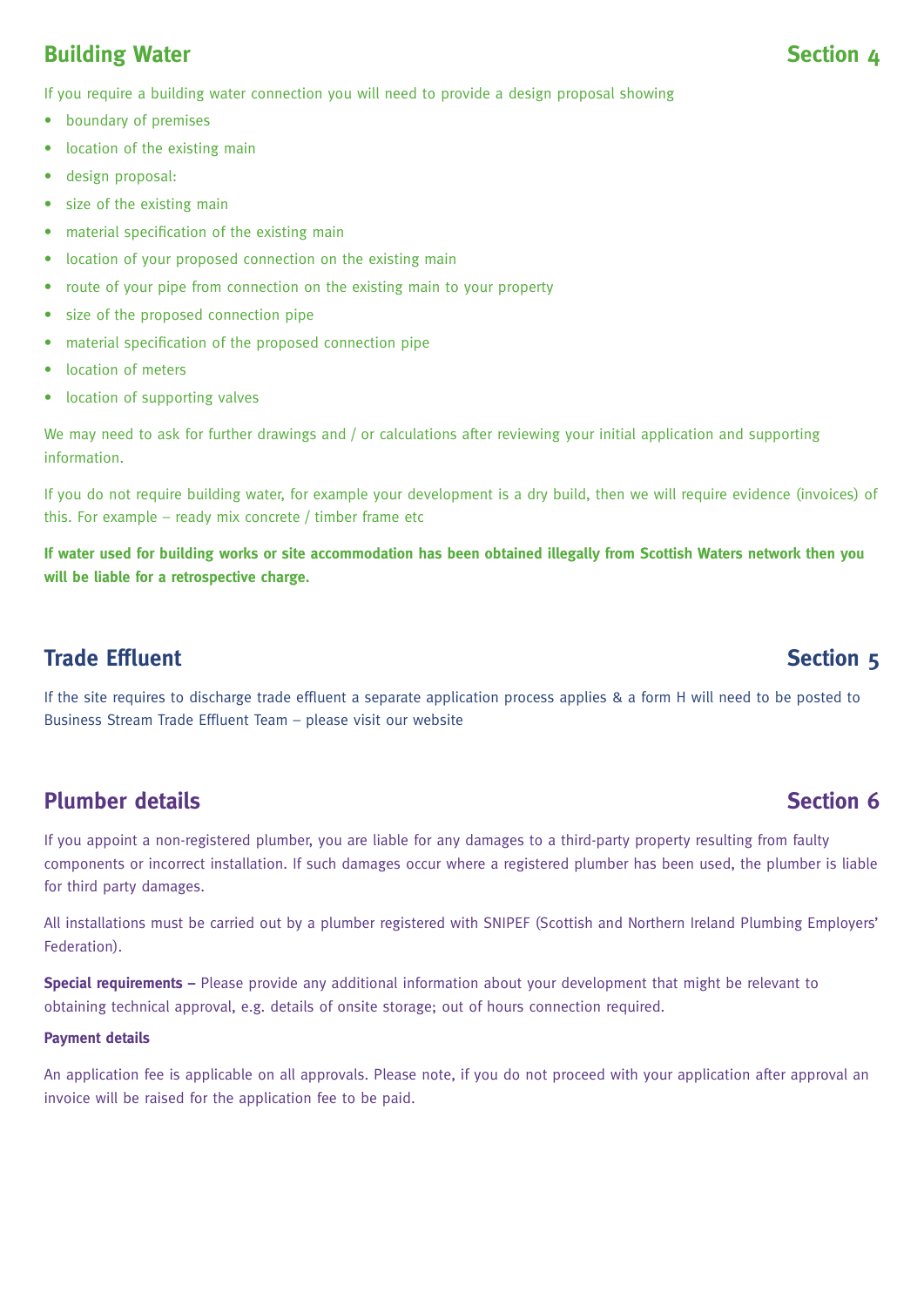## Building Water — Section 4

If you require a building water connection you will need to provide a design proposal showing

- boundary of premises
- location of the existing main
- design proposal:
- size of the existing main
- material specification of the existing main
- location of your proposed connection on the existing main
- route of your pipe from connection on the existing main to your property
- size of the proposed connection pipe
- material specification of the proposed connection pipe
- location of meters
- location of supporting valves

We may need to ask for further drawings and / or calculations after reviewing your initial application and supporting information.

If you do not require building water, for example your development is a dry build, then we will require evidence (invoices) of this. For example – ready mix concrete / timber frame etc

**If water used for building works or site accommodation has been obtained illegally from Scottish Waters network then you will be liable for a retrospective charge.**

## Trade Effluent — Section 5

If the site requires to discharge trade effluent a separate application process applies & a form H will need to be posted to Business Stream Trade Effluent Team – please visit our website

## Plumber details — Section 6

If you appoint a non-registered plumber, you are liable for any damages to a third-party property resulting from faulty components or incorrect installation. If such damages occur where a registered plumber has been used, the plumber is liable for third party damages.

All installations must be carried out by a plumber registered with SNIPEF (Scottish and Northern Ireland Plumbing Employers' Federation).

**Special requirements –** Please provide any additional information about your development that might be relevant to obtaining technical approval, e.g. details of onsite storage; out of hours connection required.

**Payment details**

An application fee is applicable on all approvals. Please note, if you do not proceed with your application after approval an invoice will be raised for the application fee to be paid.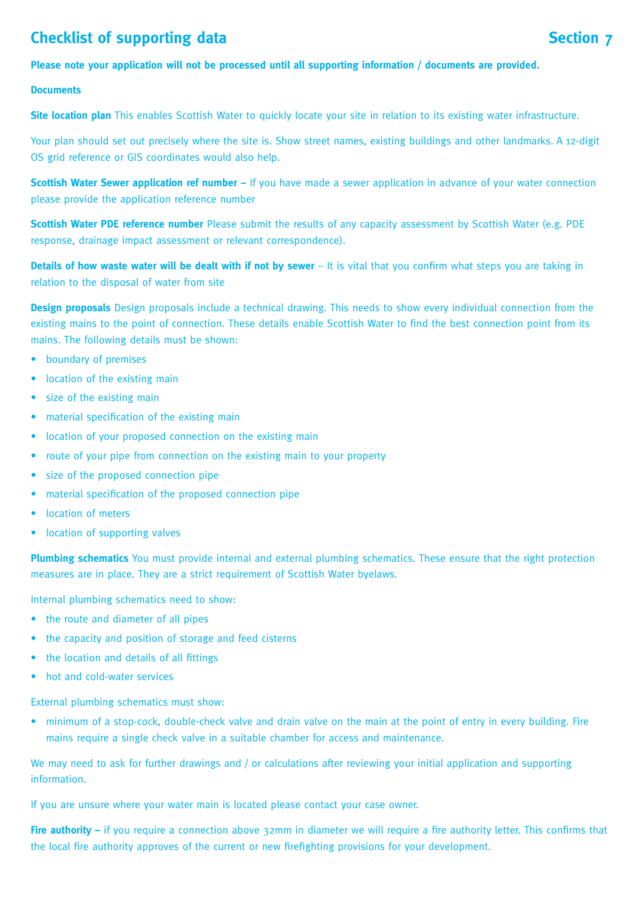# Checklist of supporting data — Section 7

**Please note your application will not be processed until all supporting information / documents are provided.**

**Documents**

**Site location plan** This enables Scottish Water to quickly locate your site in relation to its existing water infrastructure.

Your plan should set out precisely where the site is. Show street names, existing buildings and other landmarks. A 12-digit OS grid reference or GIS coordinates would also help.

**Scottish Water Sewer application ref number –** If you have made a sewer application in advance of your water connection please provide the application reference number

**Scottish Water PDE reference number** Please submit the results of any capacity assessment by Scottish Water (e.g. PDE response, drainage impact assessment or relevant correspondence).

**Details of how waste water will be dealt with if not by sewer** – It is vital that you confirm what steps you are taking in relation to the disposal of water from site

**Design proposals** Design proposals include a technical drawing. This needs to show every individual connection from the existing mains to the point of connection. These details enable Scottish Water to find the best connection point from its mains. The following details must be shown:

- boundary of premises
- location of the existing main
- size of the existing main
- material specification of the existing main
- location of your proposed connection on the existing main
- route of your pipe from connection on the existing main to your property
- size of the proposed connection pipe
- material specification of the proposed connection pipe
- location of meters
- location of supporting valves

**Plumbing schematics** You must provide internal and external plumbing schematics. These ensure that the right protection measures are in place. They are a strict requirement of Scottish Water byelaws.

Internal plumbing schematics need to show:

- the route and diameter of all pipes
- the capacity and position of storage and feed cisterns
- the location and details of all fittings
- hot and cold-water services

External plumbing schematics must show:

- minimum of a stop-cock, double-check valve and drain valve on the main at the point of entry in every building. Fire mains require a single check valve in a suitable chamber for access and maintenance.

We may need to ask for further drawings and / or calculations after reviewing your initial application and supporting information.

If you are unsure where your water main is located please contact your case owner.

**Fire authority –** if you require a connection above 32mm in diameter we will require a fire authority letter. This confirms that the local fire authority approves of the current or new firefighting provisions for your development.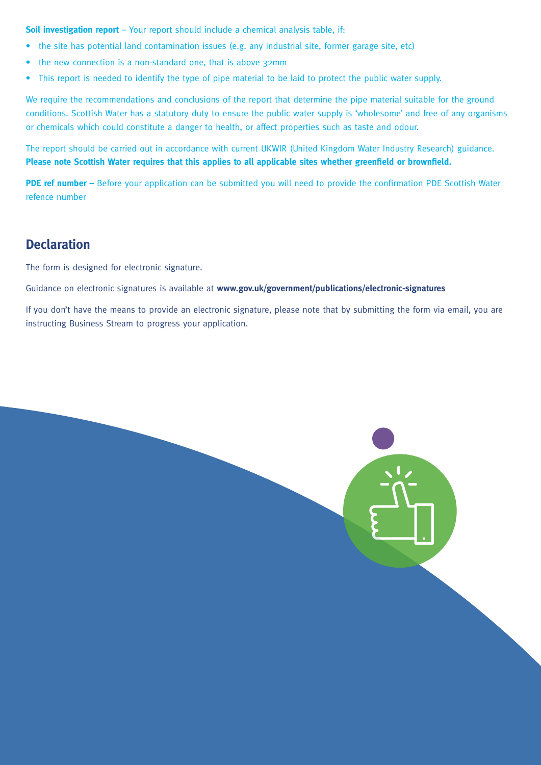**Soil investigation report** – Your report should include a chemical analysis table, if:

- the site has potential land contamination issues (e.g. any industrial site, former garage site, etc)
- the new connection is a non-standard one, that is above 32mm
- This report is needed to identify the type of pipe material to be laid to protect the public water supply.

We require the recommendations and conclusions of the report that determine the pipe material suitable for the ground conditions. Scottish Water has a statutory duty to ensure the public water supply is 'wholesome' and free of any organisms or chemicals which could constitute a danger to health, or affect properties such as taste and odour.

The report should be carried out in accordance with current UKWIR (United Kingdom Water Industry Research) guidance. **Please note Scottish Water requires that this applies to all applicable sites whether greenfield or brownfield.**

**PDE ref number –** Before your application can be submitted you will need to provide the confirmation PDE Scottish Water refence number

## Declaration

The form is designed for electronic signature.

Guidance on electronic signatures is available at **www.gov.uk/government/publications/electronic-signatures**

If you don't have the means to provide an electronic signature, please note that by submitting the form via email, you are instructing Business Stream to progress your application.